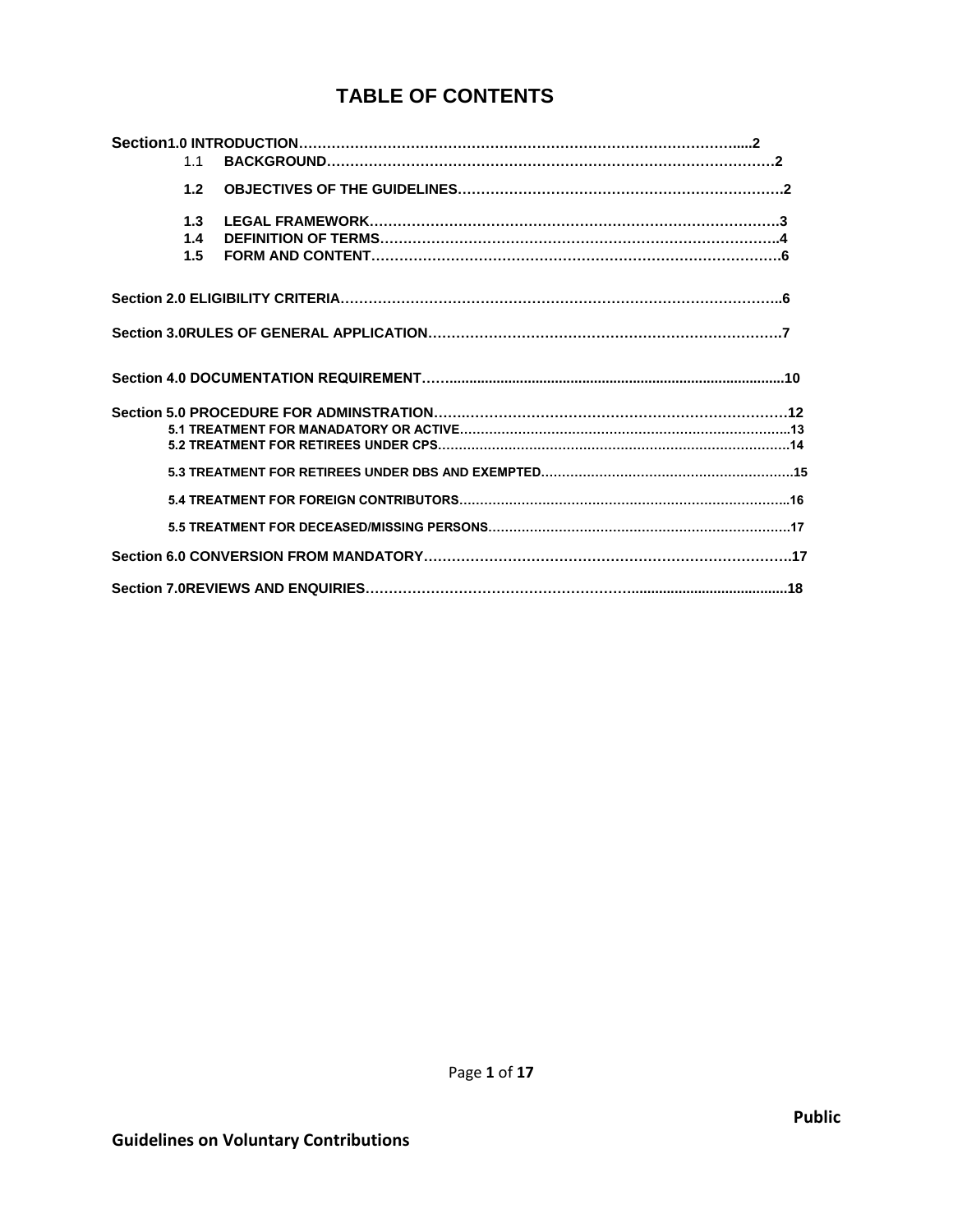# TABLE OF CONTENTS

**Section1.0 INTRODUCTION……………………………………………………………………………………....2**

- 1.1 **BACKGROUND…………………………………………………………………………………2**
- **1.2 OBJECTIVES OF THE GUIDELINES………………………………………………………………2**
- **1.3 LEGAL FRAMEWORK…………………………………………………………………………….3**
- **1.4 DEFINITION OF TERMS………………………………………………………………………….4**
- **1.5 FORM AND CONTENT…………………………………………………………………………….6**

**Section 2.0 ELIGIBILITY CRITERIA…………………………………………………………………………………..6**

**Section 3.0RULES OF GENERAL APPLICATION…………………………………………………………………7**

**Section 4.0 DOCUMENTATION REQUIREMENT……..................................................................................10**

**Section 5.0 PROCEDURE FOR ADMINSTRATION…..……………………………………………………………12**

- **5.1 TREATMENT FOR MANADATORY OR ACTIVE……………………………………………………………………..13**
- **5.2 TREATMENT FOR RETIREES UNDER CPS…………………………………………………………………………14**
- **5.3 TREATMENT FOR RETIREES UNDER DBS AND EXEMPTED…………………………………………………15**
- **5.4 TREATMENT FOR FOREIGN CONTRIBUTORS…………………………………………………………………..16**
- **5.5 TREATMENT FOR DECEASED/MISSING PERSONS……………………………………………………………17**

**Section 6.0 CONVERSION FROM MANDATORY……………………………………………………………………17**

**Section 7.0REVIEWS AND ENQUIRIES…………………………………………………........................................18**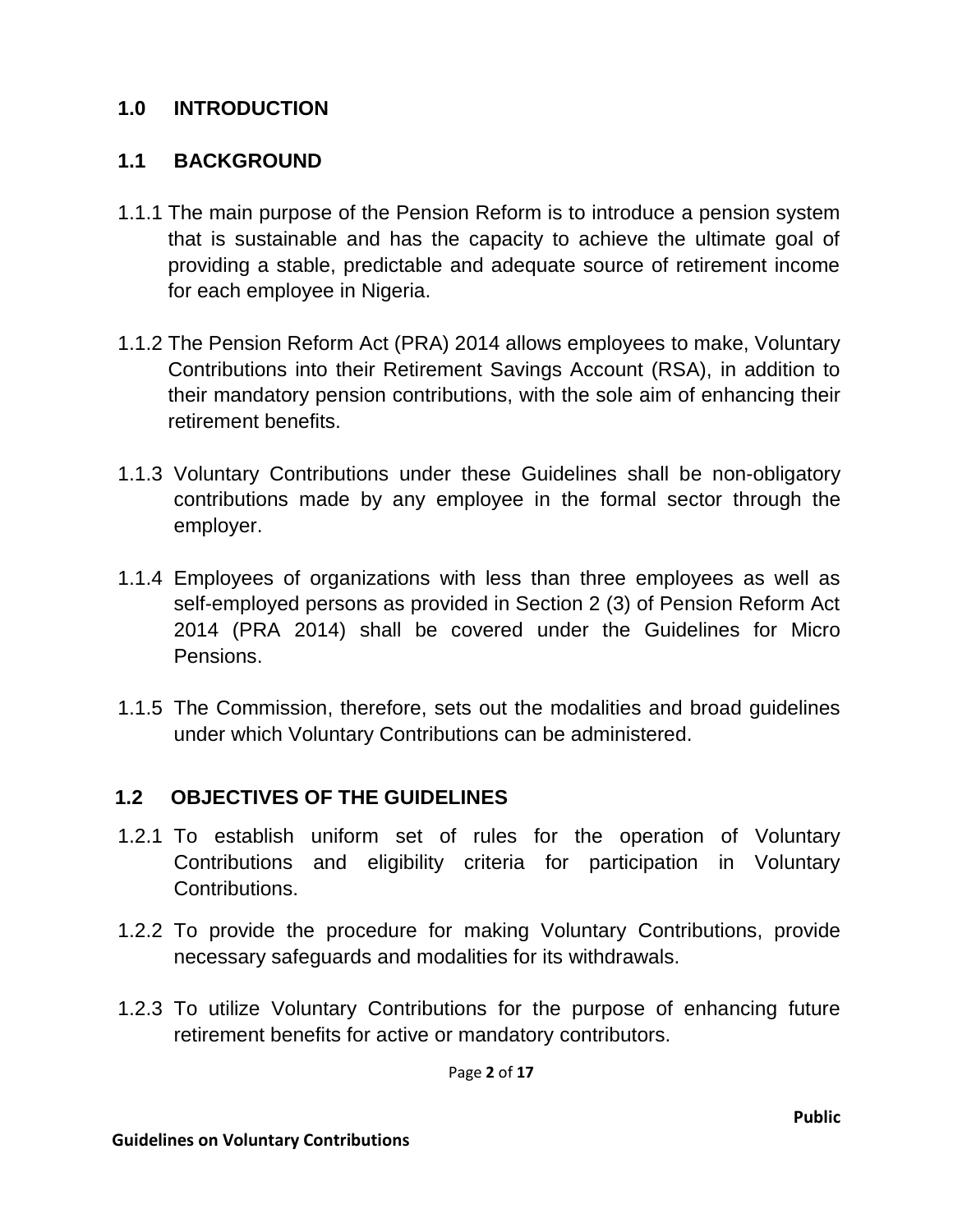## 1.0 INTRODUCTION

### 1.1 BACKGROUND

1.1.1 The main purpose of the Pension Reform is to introduce a pension system that is sustainable and has the capacity to achieve the ultimate goal of providing a stable, predictable and adequate source of retirement income for each employee in Nigeria.

1.1.2 The Pension Reform Act (PRA) 2014 allows employees to make, Voluntary Contributions into their Retirement Savings Account (RSA), in addition to their mandatory pension contributions, with the sole aim of enhancing their retirement benefits.

1.1.3 Voluntary Contributions under these Guidelines shall be non-obligatory contributions made by any employee in the formal sector through the employer.

1.1.4 Employees of organizations with less than three employees as well as self-employed persons as provided in Section 2 (3) of Pension Reform Act 2014 (PRA 2014) shall be covered under the Guidelines for Micro Pensions.

1.1.5 The Commission, therefore, sets out the modalities and broad guidelines under which Voluntary Contributions can be administered.

### 1.2 OBJECTIVES OF THE GUIDELINES

1.2.1 To establish uniform set of rules for the operation of Voluntary Contributions and eligibility criteria for participation in Voluntary Contributions.

1.2.2 To provide the procedure for making Voluntary Contributions, provide necessary safeguards and modalities for its withdrawals.

1.2.3 To utilize Voluntary Contributions for the purpose of enhancing future retirement benefits for active or mandatory contributors.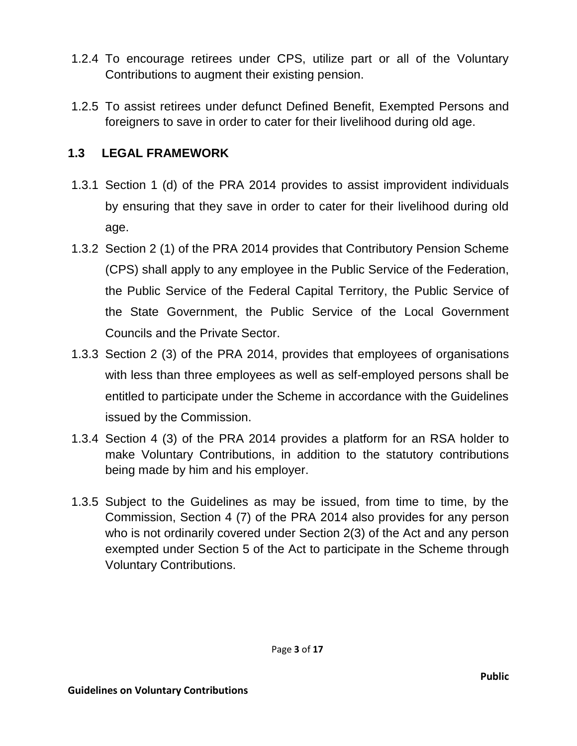1.2.4 To encourage retirees under CPS, utilize part or all of the Voluntary Contributions to augment their existing pension.

1.2.5 To assist retirees under defunct Defined Benefit, Exempted Persons and foreigners to save in order to cater for their livelihood during old age.

## 1.3 LEGAL FRAMEWORK

1.3.1 Section 1 (d) of the PRA 2014 provides to assist improvident individuals by ensuring that they save in order to cater for their livelihood during old age.

1.3.2 Section 2 (1) of the PRA 2014 provides that Contributory Pension Scheme (CPS) shall apply to any employee in the Public Service of the Federation, the Public Service of the Federal Capital Territory, the Public Service of the State Government, the Public Service of the Local Government Councils and the Private Sector.

1.3.3 Section 2 (3) of the PRA 2014, provides that employees of organisations with less than three employees as well as self-employed persons shall be entitled to participate under the Scheme in accordance with the Guidelines issued by the Commission.

1.3.4 Section 4 (3) of the PRA 2014 provides a platform for an RSA holder to make Voluntary Contributions, in addition to the statutory contributions being made by him and his employer.

1.3.5 Subject to the Guidelines as may be issued, from time to time, by the Commission, Section 4 (7) of the PRA 2014 also provides for any person who is not ordinarily covered under Section 2(3) of the Act and any person exempted under Section 5 of the Act to participate in the Scheme through Voluntary Contributions.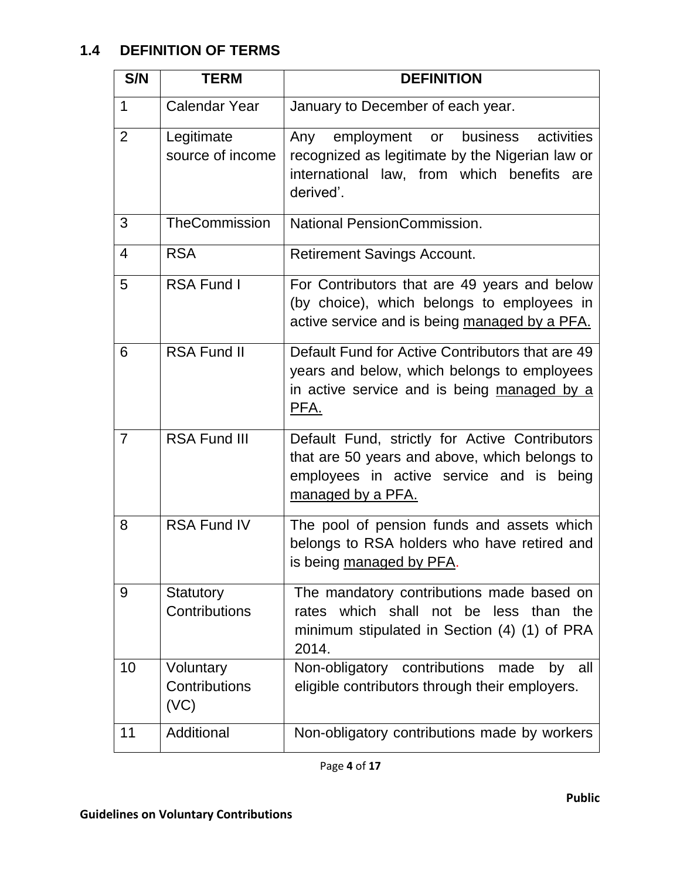## 1.4 DEFINITION OF TERMS

| S/N | TERM | DEFINITION |
|---|---|---|
| 1 | Calendar Year | January to December of each year. |
| 2 | Legitimate source of income | Any employment or business activities recognized as legitimate by the Nigerian law or international law, from which benefits are derived'. |
| 3 | TheCommission | National PensionCommission. |
| 4 | RSA | Retirement Savings Account. |
| 5 | RSA Fund I | For Contributors that are 49 years and below (by choice), which belongs to employees in active service and is being <u>managed by a PFA.</u> |
| 6 | RSA Fund II | Default Fund for Active Contributors that are 49 years and below, which belongs to employees in active service and is being <u>managed by a PFA.</u> |
| 7 | RSA Fund III | Default Fund, strictly for Active Contributors that are 50 years and above, which belongs to employees in active service and is being <u>managed by a PFA.</u> |
| 8 | RSA Fund IV | The pool of pension funds and assets which belongs to RSA holders who have retired and is being <u>managed by PFA</u>. |
| 9 | Statutory Contributions | The mandatory contributions made based on rates which shall not be less than the minimum stipulated in Section (4) (1) of PRA 2014. |
| 10 | Voluntary Contributions (VC) | Non-obligatory contributions made by all eligible contributors through their employers. |
| 11 | Additional | Non-obligatory contributions made by workers |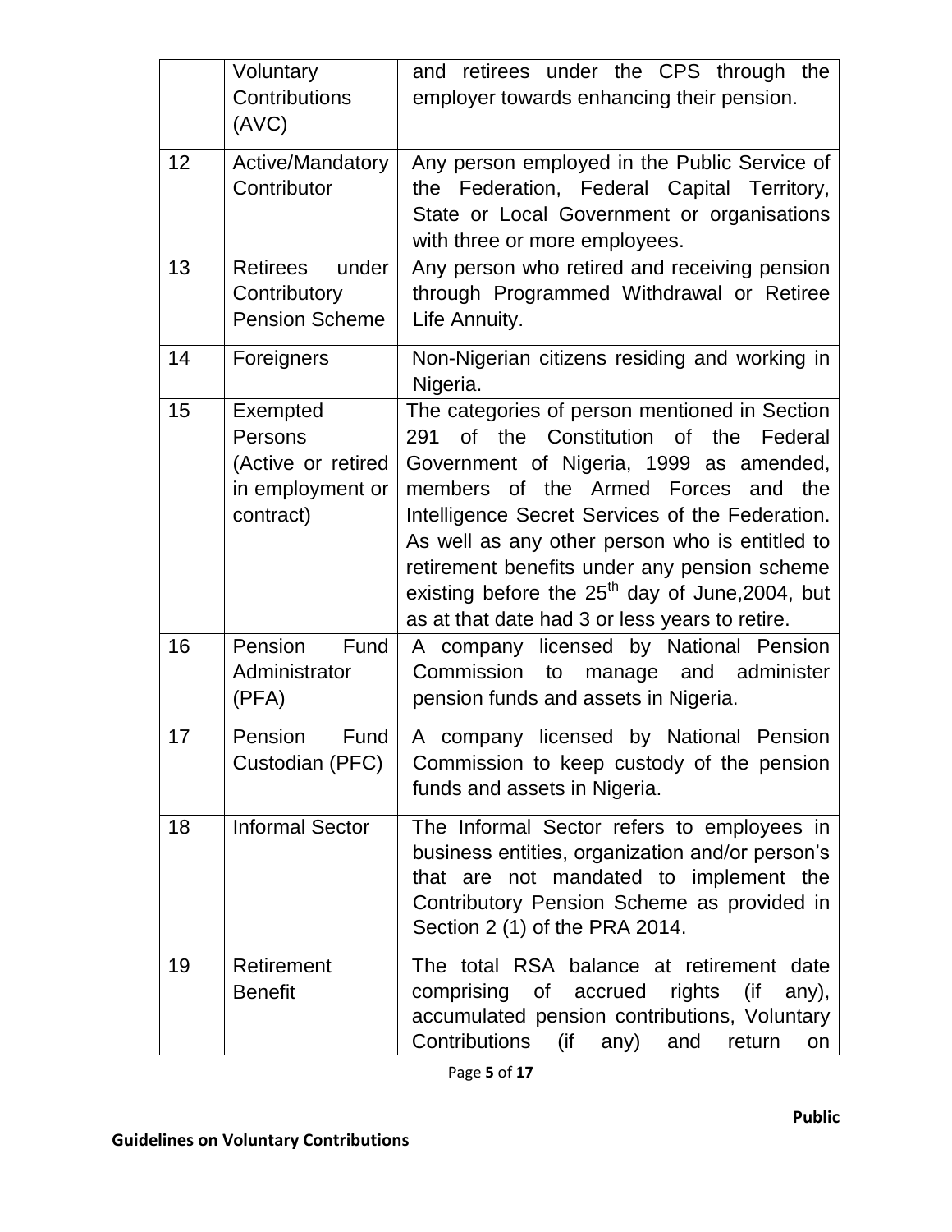| | | |
|---|---|---|
| | Voluntary Contributions (AVC) | and retirees under the CPS through the employer towards enhancing their pension. |
| 12 | Active/Mandatory Contributor | Any person employed in the Public Service of the Federation, Federal Capital Territory, State or Local Government or organisations with three or more employees. |
| 13 | Retirees under Contributory Pension Scheme | Any person who retired and receiving pension through Programmed Withdrawal or Retiree Life Annuity. |
| 14 | Foreigners | Non-Nigerian citizens residing and working in Nigeria. |
| 15 | Exempted Persons (Active or retired in employment or contract) | The categories of person mentioned in Section 291 of the Constitution of the Federal Government of Nigeria, 1999 as amended, members of the Armed Forces and the Intelligence Secret Services of the Federation. As well as any other person who is entitled to retirement benefits under any pension scheme existing before the 25th day of June,2004, but as at that date had 3 or less years to retire. |
| 16 | Pension Fund Administrator (PFA) | A company licensed by National Pension Commission to manage and administer pension funds and assets in Nigeria. |
| 17 | Pension Fund Custodian (PFC) | A company licensed by National Pension Commission to keep custody of the pension funds and assets in Nigeria. |
| 18 | Informal Sector | The Informal Sector refers to employees in business entities, organization and/or person's that are not mandated to implement the Contributory Pension Scheme as provided in Section 2 (1) of the PRA 2014. |
| 19 | Retirement Benefit | The total RSA balance at retirement date comprising of accrued rights (if any), accumulated pension contributions, Voluntary Contributions (if any) and return on |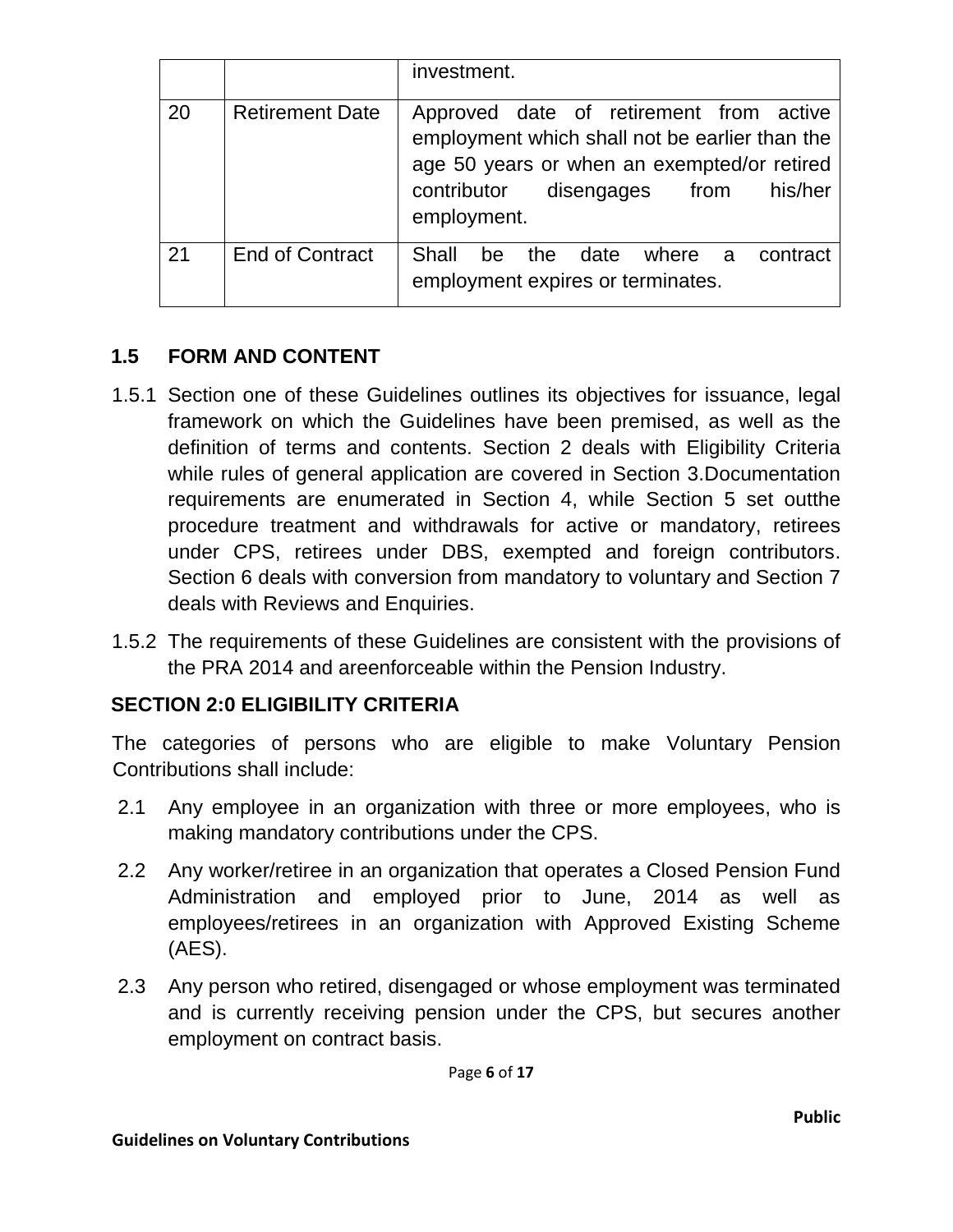| | | investment. |
|---|---|---|
| 20 | Retirement Date | Approved date of retirement from active employment which shall not be earlier than the age 50 years or when an exempted/or retired contributor disengages from his/her employment. |
| 21 | End of Contract | Shall be the date where a contract employment expires or terminates. |

## 1.5 FORM AND CONTENT

1.5.1 Section one of these Guidelines outlines its objectives for issuance, legal framework on which the Guidelines have been premised, as well as the definition of terms and contents. Section 2 deals with Eligibility Criteria while rules of general application are covered in Section 3.Documentation requirements are enumerated in Section 4, while Section 5 set outthe procedure treatment and withdrawals for active or mandatory, retirees under CPS, retirees under DBS, exempted and foreign contributors. Section 6 deals with conversion from mandatory to voluntary and Section 7 deals with Reviews and Enquiries.

1.5.2 The requirements of these Guidelines are consistent with the provisions of the PRA 2014 and areenforceable within the Pension Industry.

## SECTION 2:0 ELIGIBILITY CRITERIA

The categories of persons who are eligible to make Voluntary Pension Contributions shall include:

2.1 Any employee in an organization with three or more employees, who is making mandatory contributions under the CPS.

2.2 Any worker/retiree in an organization that operates a Closed Pension Fund Administration and employed prior to June, 2014 as well as employees/retirees in an organization with Approved Existing Scheme (AES).

2.3 Any person who retired, disengaged or whose employment was terminated and is currently receiving pension under the CPS, but secures another employment on contract basis.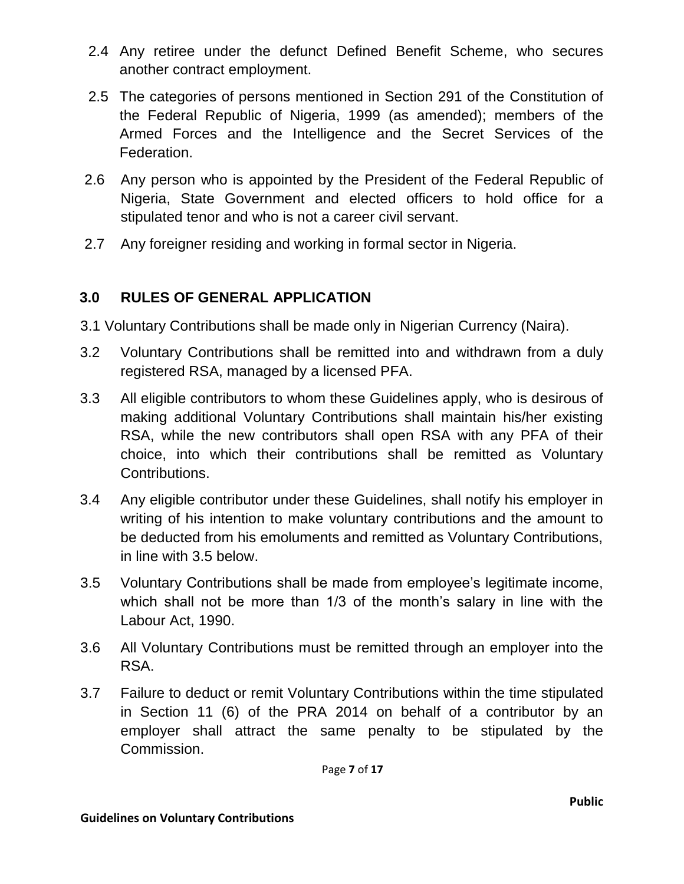2.4 Any retiree under the defunct Defined Benefit Scheme, who secures another contract employment.

2.5 The categories of persons mentioned in Section 291 of the Constitution of the Federal Republic of Nigeria, 1999 (as amended); members of the Armed Forces and the Intelligence and the Secret Services of the Federation.

2.6 Any person who is appointed by the President of the Federal Republic of Nigeria, State Government and elected officers to hold office for a stipulated tenor and who is not a career civil servant.

2.7 Any foreigner residing and working in formal sector in Nigeria.

## 3.0 RULES OF GENERAL APPLICATION

3.1 Voluntary Contributions shall be made only in Nigerian Currency (Naira).

3.2 Voluntary Contributions shall be remitted into and withdrawn from a duly registered RSA, managed by a licensed PFA.

3.3 All eligible contributors to whom these Guidelines apply, who is desirous of making additional Voluntary Contributions shall maintain his/her existing RSA, while the new contributors shall open RSA with any PFA of their choice, into which their contributions shall be remitted as Voluntary Contributions.

3.4 Any eligible contributor under these Guidelines, shall notify his employer in writing of his intention to make voluntary contributions and the amount to be deducted from his emoluments and remitted as Voluntary Contributions, in line with 3.5 below.

3.5 Voluntary Contributions shall be made from employee's legitimate income, which shall not be more than 1/3 of the month's salary in line with the Labour Act, 1990.

3.6 All Voluntary Contributions must be remitted through an employer into the RSA.

3.7 Failure to deduct or remit Voluntary Contributions within the time stipulated in Section 11 (6) of the PRA 2014 on behalf of a contributor by an employer shall attract the same penalty to be stipulated by the Commission.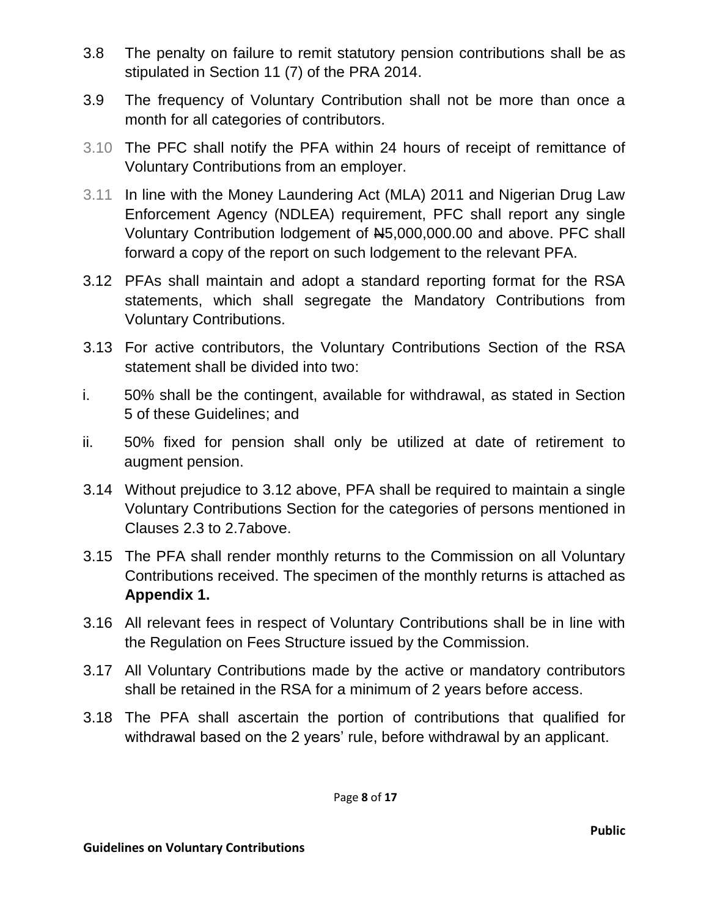3.8 The penalty on failure to remit statutory pension contributions shall be as stipulated in Section 11 (7) of the PRA 2014.

3.9 The frequency of Voluntary Contribution shall not be more than once a month for all categories of contributors.

3.10 The PFC shall notify the PFA within 24 hours of receipt of remittance of Voluntary Contributions from an employer.

3.11 In line with the Money Laundering Act (MLA) 2011 and Nigerian Drug Law Enforcement Agency (NDLEA) requirement, PFC shall report any single Voluntary Contribution lodgement of ₦5,000,000.00 and above. PFC shall forward a copy of the report on such lodgement to the relevant PFA.

3.12 PFAs shall maintain and adopt a standard reporting format for the RSA statements, which shall segregate the Mandatory Contributions from Voluntary Contributions.

3.13 For active contributors, the Voluntary Contributions Section of the RSA statement shall be divided into two:

i. 50% shall be the contingent, available for withdrawal, as stated in Section 5 of these Guidelines; and

ii. 50% fixed for pension shall only be utilized at date of retirement to augment pension.

3.14 Without prejudice to 3.12 above, PFA shall be required to maintain a single Voluntary Contributions Section for the categories of persons mentioned in Clauses 2.3 to 2.7above.

3.15 The PFA shall render monthly returns to the Commission on all Voluntary Contributions received. The specimen of the monthly returns is attached as **Appendix 1.**

3.16 All relevant fees in respect of Voluntary Contributions shall be in line with the Regulation on Fees Structure issued by the Commission.

3.17 All Voluntary Contributions made by the active or mandatory contributors shall be retained in the RSA for a minimum of 2 years before access.

3.18 The PFA shall ascertain the portion of contributions that qualified for withdrawal based on the 2 years' rule, before withdrawal by an applicant.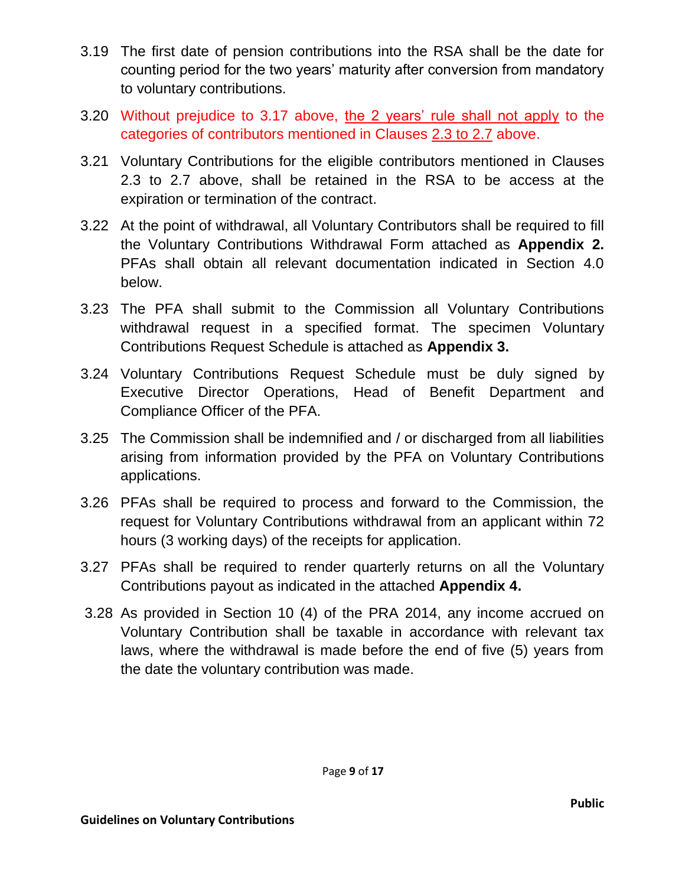3.19 The first date of pension contributions into the RSA shall be the date for counting period for the two years' maturity after conversion from mandatory to voluntary contributions.

3.20 Without prejudice to 3.17 above, <u>the 2 years' rule shall not apply</u> to the categories of contributors mentioned in Clauses <u>2.3 to 2.7</u> above.

3.21 Voluntary Contributions for the eligible contributors mentioned in Clauses 2.3 to 2.7 above, shall be retained in the RSA to be access at the expiration or termination of the contract.

3.22 At the point of withdrawal, all Voluntary Contributors shall be required to fill the Voluntary Contributions Withdrawal Form attached as **Appendix 2.** PFAs shall obtain all relevant documentation indicated in Section 4.0 below.

3.23 The PFA shall submit to the Commission all Voluntary Contributions withdrawal request in a specified format. The specimen Voluntary Contributions Request Schedule is attached as **Appendix 3.**

3.24 Voluntary Contributions Request Schedule must be duly signed by Executive Director Operations, Head of Benefit Department and Compliance Officer of the PFA.

3.25 The Commission shall be indemnified and / or discharged from all liabilities arising from information provided by the PFA on Voluntary Contributions applications.

3.26 PFAs shall be required to process and forward to the Commission, the request for Voluntary Contributions withdrawal from an applicant within 72 hours (3 working days) of the receipts for application.

3.27 PFAs shall be required to render quarterly returns on all the Voluntary Contributions payout as indicated in the attached **Appendix 4.**

3.28 As provided in Section 10 (4) of the PRA 2014, any income accrued on Voluntary Contribution shall be taxable in accordance with relevant tax laws, where the withdrawal is made before the end of five (5) years from the date the voluntary contribution was made.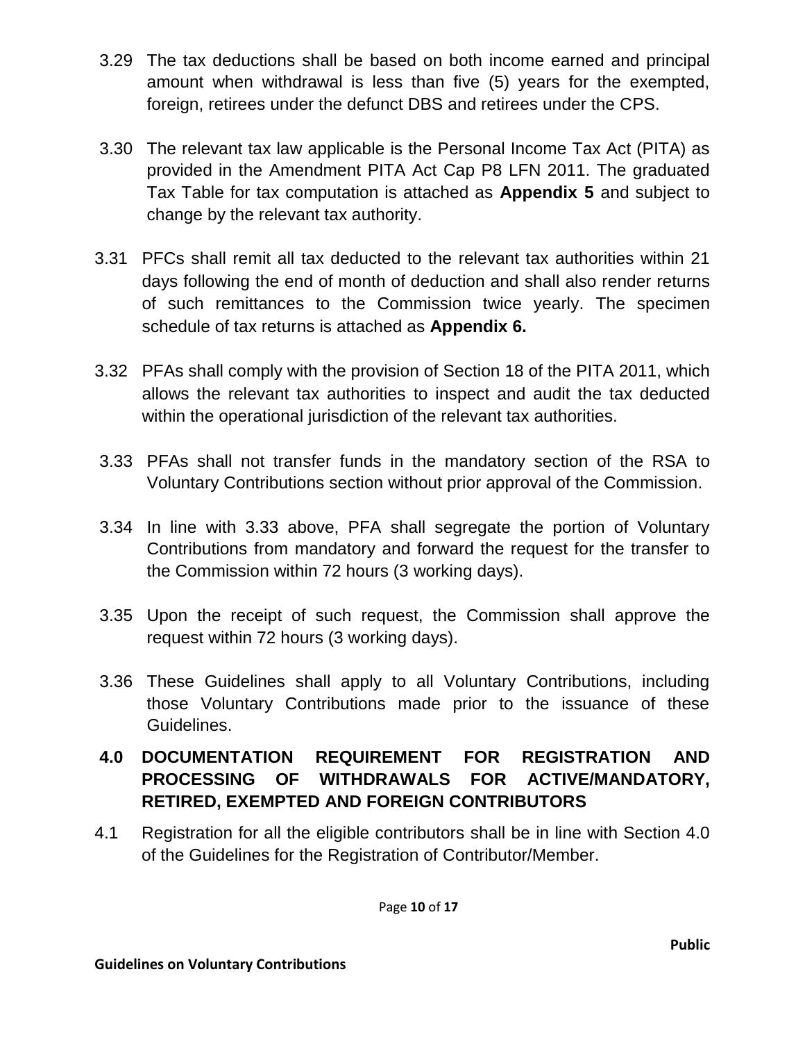3.29 The tax deductions shall be based on both income earned and principal amount when withdrawal is less than five (5) years for the exempted, foreign, retirees under the defunct DBS and retirees under the CPS.

3.30 The relevant tax law applicable is the Personal Income Tax Act (PITA) as provided in the Amendment PITA Act Cap P8 LFN 2011. The graduated Tax Table for tax computation is attached as **Appendix 5** and subject to change by the relevant tax authority.

3.31 PFCs shall remit all tax deducted to the relevant tax authorities within 21 days following the end of month of deduction and shall also render returns of such remittances to the Commission twice yearly. The specimen schedule of tax returns is attached as **Appendix 6.**

3.32 PFAs shall comply with the provision of Section 18 of the PITA 2011, which allows the relevant tax authorities to inspect and audit the tax deducted within the operational jurisdiction of the relevant tax authorities.

3.33 PFAs shall not transfer funds in the mandatory section of the RSA to Voluntary Contributions section without prior approval of the Commission.

3.34 In line with 3.33 above, PFA shall segregate the portion of Voluntary Contributions from mandatory and forward the request for the transfer to the Commission within 72 hours (3 working days).

3.35 Upon the receipt of such request, the Commission shall approve the request within 72 hours (3 working days).

3.36 These Guidelines shall apply to all Voluntary Contributions, including those Voluntary Contributions made prior to the issuance of these Guidelines.

## 4.0 DOCUMENTATION REQUIREMENT FOR REGISTRATION AND PROCESSING OF WITHDRAWALS FOR ACTIVE/MANDATORY, RETIRED, EXEMPTED AND FOREIGN CONTRIBUTORS

4.1 Registration for all the eligible contributors shall be in line with Section 4.0 of the Guidelines for the Registration of Contributor/Member.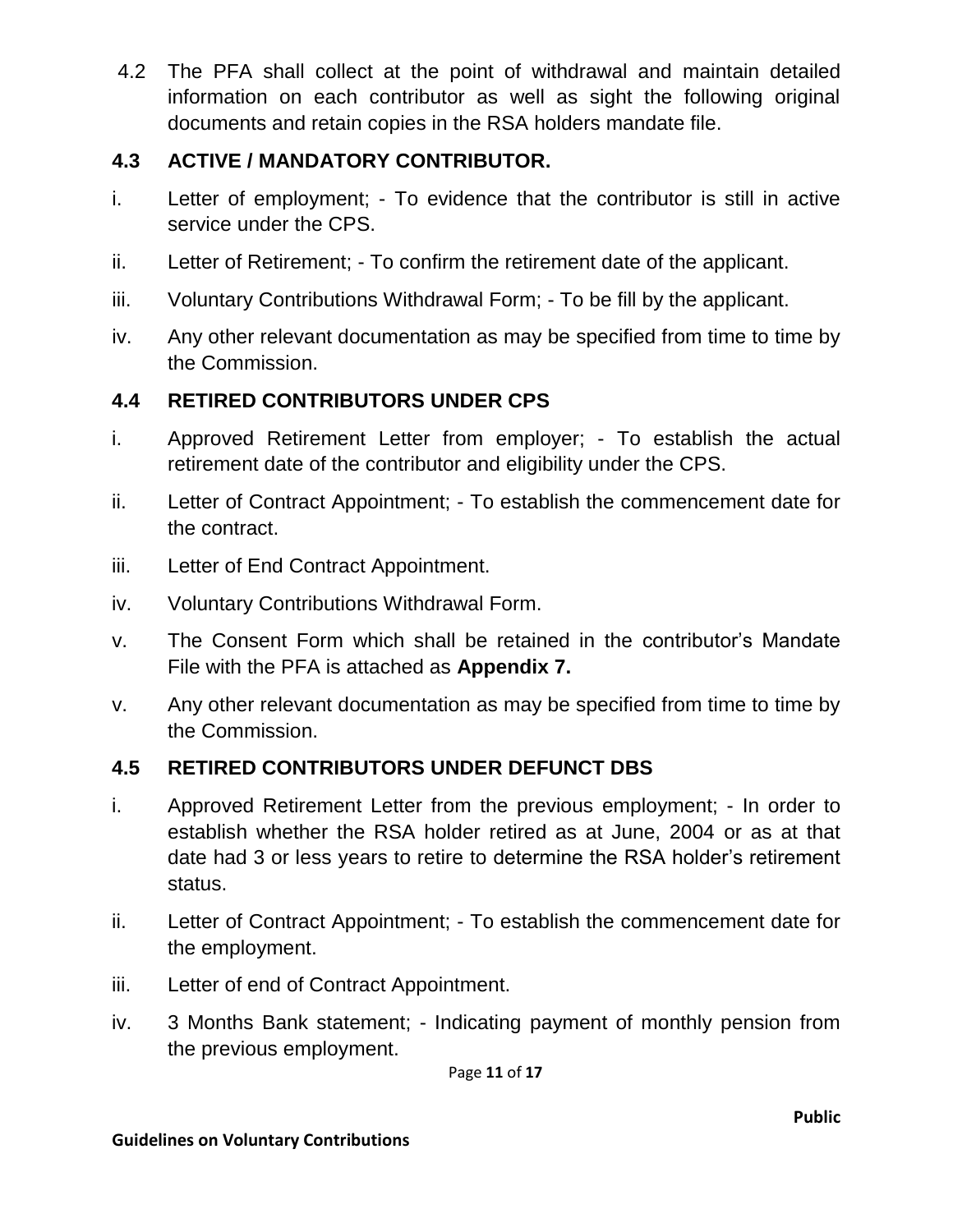4.2 The PFA shall collect at the point of withdrawal and maintain detailed information on each contributor as well as sight the following original documents and retain copies in the RSA holders mandate file.

## 4.3 ACTIVE / MANDATORY CONTRIBUTOR.

i. Letter of employment; - To evidence that the contributor is still in active service under the CPS.

ii. Letter of Retirement; - To confirm the retirement date of the applicant.

iii. Voluntary Contributions Withdrawal Form; - To be fill by the applicant.

iv. Any other relevant documentation as may be specified from time to time by the Commission.

## 4.4 RETIRED CONTRIBUTORS UNDER CPS

i. Approved Retirement Letter from employer; - To establish the actual retirement date of the contributor and eligibility under the CPS.

ii. Letter of Contract Appointment; - To establish the commencement date for the contract.

iii. Letter of End Contract Appointment.

iv. Voluntary Contributions Withdrawal Form.

v. The Consent Form which shall be retained in the contributor's Mandate File with the PFA is attached as **Appendix 7.**

v. Any other relevant documentation as may be specified from time to time by the Commission.

## 4.5 RETIRED CONTRIBUTORS UNDER DEFUNCT DBS

i. Approved Retirement Letter from the previous employment; - In order to establish whether the RSA holder retired as at June, 2004 or as at that date had 3 or less years to retire to determine the RSA holder's retirement status.

ii. Letter of Contract Appointment; - To establish the commencement date for the employment.

iii. Letter of end of Contract Appointment.

iv. 3 Months Bank statement; - Indicating payment of monthly pension from the previous employment.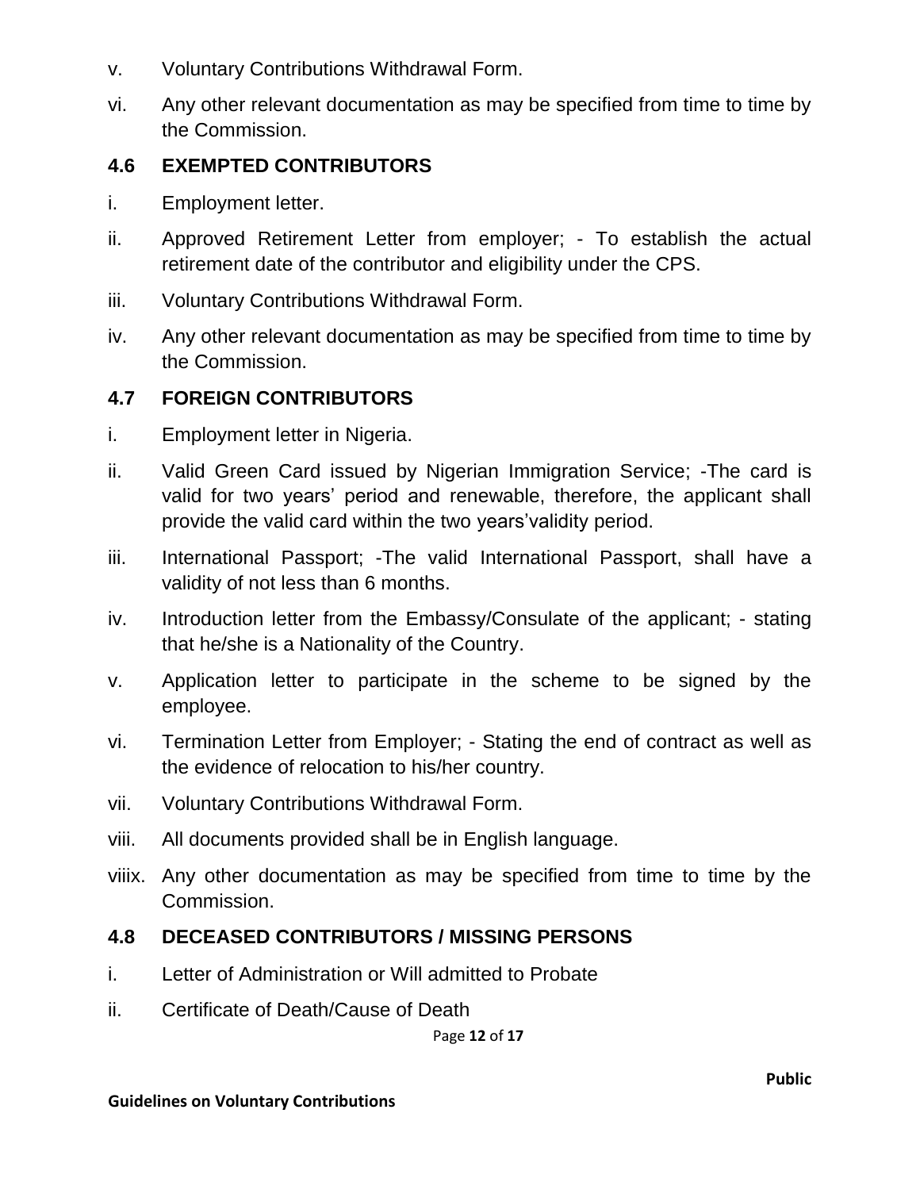v. Voluntary Contributions Withdrawal Form.

vi. Any other relevant documentation as may be specified from time to time by the Commission.

### 4.6 EXEMPTED CONTRIBUTORS

i. Employment letter.

ii. Approved Retirement Letter from employer; - To establish the actual retirement date of the contributor and eligibility under the CPS.

iii. Voluntary Contributions Withdrawal Form.

iv. Any other relevant documentation as may be specified from time to time by the Commission.

### 4.7 FOREIGN CONTRIBUTORS

i. Employment letter in Nigeria.

ii. Valid Green Card issued by Nigerian Immigration Service; -The card is valid for two years' period and renewable, therefore, the applicant shall provide the valid card within the two years'validity period.

iii. International Passport; -The valid International Passport, shall have a validity of not less than 6 months.

iv. Introduction letter from the Embassy/Consulate of the applicant; - stating that he/she is a Nationality of the Country.

v. Application letter to participate in the scheme to be signed by the employee.

vi. Termination Letter from Employer; - Stating the end of contract as well as the evidence of relocation to his/her country.

vii. Voluntary Contributions Withdrawal Form.

viii. All documents provided shall be in English language.

viiix. Any other documentation as may be specified from time to time by the Commission.

### 4.8 DECEASED CONTRIBUTORS / MISSING PERSONS

i. Letter of Administration or Will admitted to Probate

ii. Certificate of Death/Cause of Death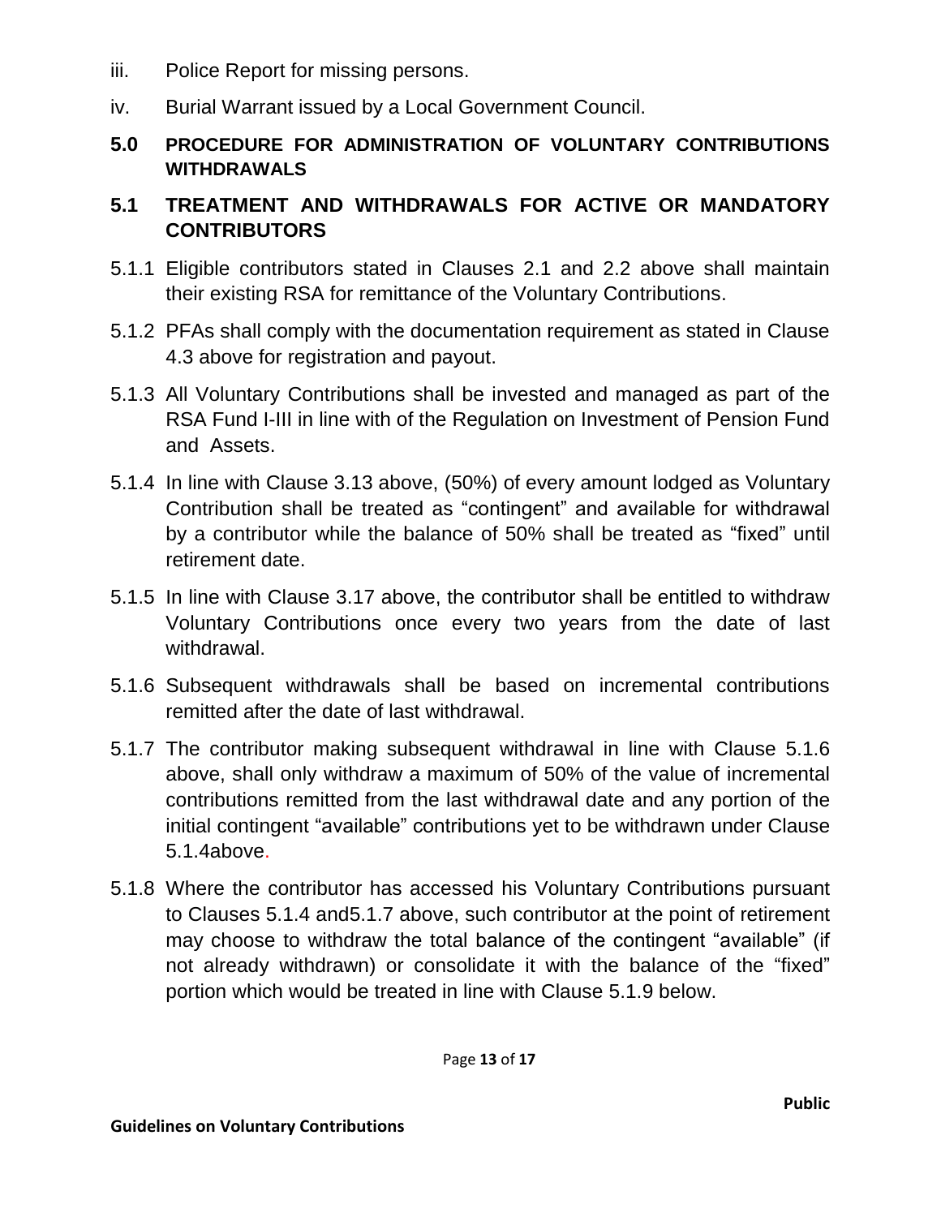iii. Police Report for missing persons.

iv. Burial Warrant issued by a Local Government Council.

## 5.0 PROCEDURE FOR ADMINISTRATION OF VOLUNTARY CONTRIBUTIONS WITHDRAWALS

### 5.1 TREATMENT AND WITHDRAWALS FOR ACTIVE OR MANDATORY CONTRIBUTORS

5.1.1 Eligible contributors stated in Clauses 2.1 and 2.2 above shall maintain their existing RSA for remittance of the Voluntary Contributions.

5.1.2 PFAs shall comply with the documentation requirement as stated in Clause 4.3 above for registration and payout.

5.1.3 All Voluntary Contributions shall be invested and managed as part of the RSA Fund I-III in line with of the Regulation on Investment of Pension Fund and Assets.

5.1.4 In line with Clause 3.13 above, (50%) of every amount lodged as Voluntary Contribution shall be treated as “contingent” and available for withdrawal by a contributor while the balance of 50% shall be treated as “fixed” until retirement date.

5.1.5 In line with Clause 3.17 above, the contributor shall be entitled to withdraw Voluntary Contributions once every two years from the date of last withdrawal.

5.1.6 Subsequent withdrawals shall be based on incremental contributions remitted after the date of last withdrawal.

5.1.7 The contributor making subsequent withdrawal in line with Clause 5.1.6 above, shall only withdraw a maximum of 50% of the value of incremental contributions remitted from the last withdrawal date and any portion of the initial contingent “available” contributions yet to be withdrawn under Clause 5.1.4above.

5.1.8 Where the contributor has accessed his Voluntary Contributions pursuant to Clauses 5.1.4 and5.1.7 above, such contributor at the point of retirement may choose to withdraw the total balance of the contingent “available” (if not already withdrawn) or consolidate it with the balance of the “fixed” portion which would be treated in line with Clause 5.1.9 below.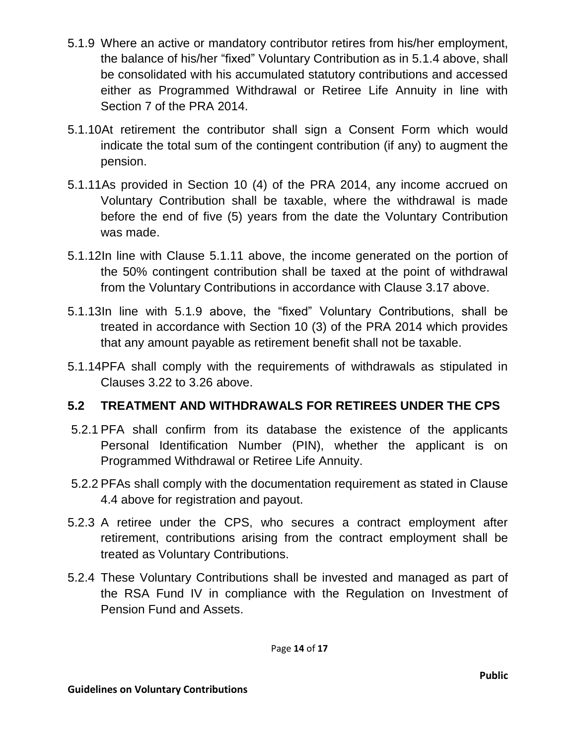5.1.9 Where an active or mandatory contributor retires from his/her employment, the balance of his/her "fixed" Voluntary Contribution as in 5.1.4 above, shall be consolidated with his accumulated statutory contributions and accessed either as Programmed Withdrawal or Retiree Life Annuity in line with Section 7 of the PRA 2014.

5.1.10 At retirement the contributor shall sign a Consent Form which would indicate the total sum of the contingent contribution (if any) to augment the pension.

5.1.11 As provided in Section 10 (4) of the PRA 2014, any income accrued on Voluntary Contribution shall be taxable, where the withdrawal is made before the end of five (5) years from the date the Voluntary Contribution was made.

5.1.12 In line with Clause 5.1.11 above, the income generated on the portion of the 50% contingent contribution shall be taxed at the point of withdrawal from the Voluntary Contributions in accordance with Clause 3.17 above.

5.1.13 In line with 5.1.9 above, the "fixed" Voluntary Contributions, shall be treated in accordance with Section 10 (3) of the PRA 2014 which provides that any amount payable as retirement benefit shall not be taxable.

5.1.14 PFA shall comply with the requirements of withdrawals as stipulated in Clauses 3.22 to 3.26 above.

## 5.2 TREATMENT AND WITHDRAWALS FOR RETIREES UNDER THE CPS

5.2.1 PFA shall confirm from its database the existence of the applicants Personal Identification Number (PIN), whether the applicant is on Programmed Withdrawal or Retiree Life Annuity.

5.2.2 PFAs shall comply with the documentation requirement as stated in Clause 4.4 above for registration and payout.

5.2.3 A retiree under the CPS, who secures a contract employment after retirement, contributions arising from the contract employment shall be treated as Voluntary Contributions.

5.2.4 These Voluntary Contributions shall be invested and managed as part of the RSA Fund IV in compliance with the Regulation on Investment of Pension Fund and Assets.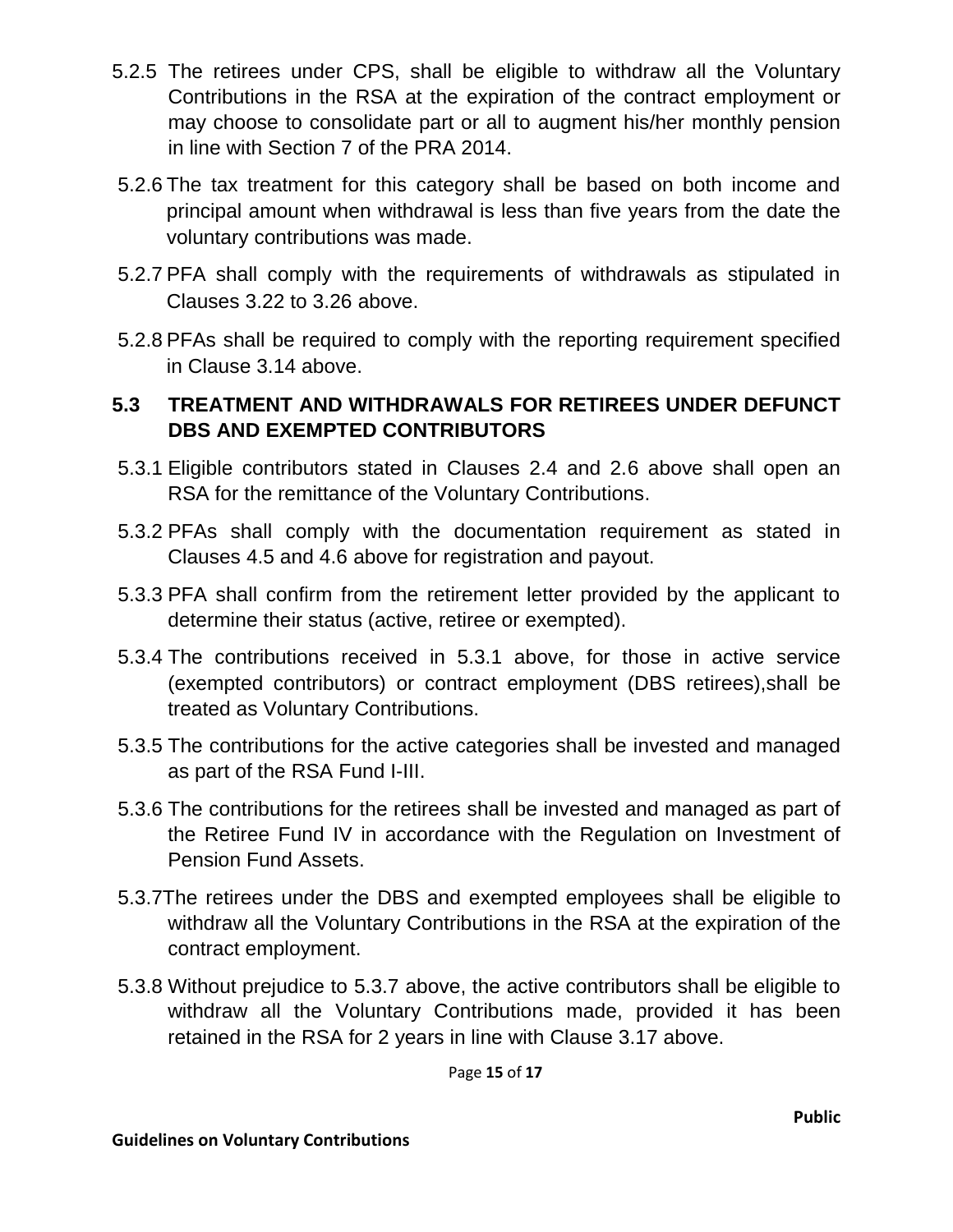5.2.5 The retirees under CPS, shall be eligible to withdraw all the Voluntary Contributions in the RSA at the expiration of the contract employment or may choose to consolidate part or all to augment his/her monthly pension in line with Section 7 of the PRA 2014.

5.2.6 The tax treatment for this category shall be based on both income and principal amount when withdrawal is less than five years from the date the voluntary contributions was made.

5.2.7 PFA shall comply with the requirements of withdrawals as stipulated in Clauses 3.22 to 3.26 above.

5.2.8 PFAs shall be required to comply with the reporting requirement specified in Clause 3.14 above.

## 5.3 TREATMENT AND WITHDRAWALS FOR RETIREES UNDER DEFUNCT DBS AND EXEMPTED CONTRIBUTORS

5.3.1 Eligible contributors stated in Clauses 2.4 and 2.6 above shall open an RSA for the remittance of the Voluntary Contributions.

5.3.2 PFAs shall comply with the documentation requirement as stated in Clauses 4.5 and 4.6 above for registration and payout.

5.3.3 PFA shall confirm from the retirement letter provided by the applicant to determine their status (active, retiree or exempted).

5.3.4 The contributions received in 5.3.1 above, for those in active service (exempted contributors) or contract employment (DBS retirees),shall be treated as Voluntary Contributions.

5.3.5 The contributions for the active categories shall be invested and managed as part of the RSA Fund I-III.

5.3.6 The contributions for the retirees shall be invested and managed as part of the Retiree Fund IV in accordance with the Regulation on Investment of Pension Fund Assets.

5.3.7The retirees under the DBS and exempted employees shall be eligible to withdraw all the Voluntary Contributions in the RSA at the expiration of the contract employment.

5.3.8 Without prejudice to 5.3.7 above, the active contributors shall be eligible to withdraw all the Voluntary Contributions made, provided it has been retained in the RSA for 2 years in line with Clause 3.17 above.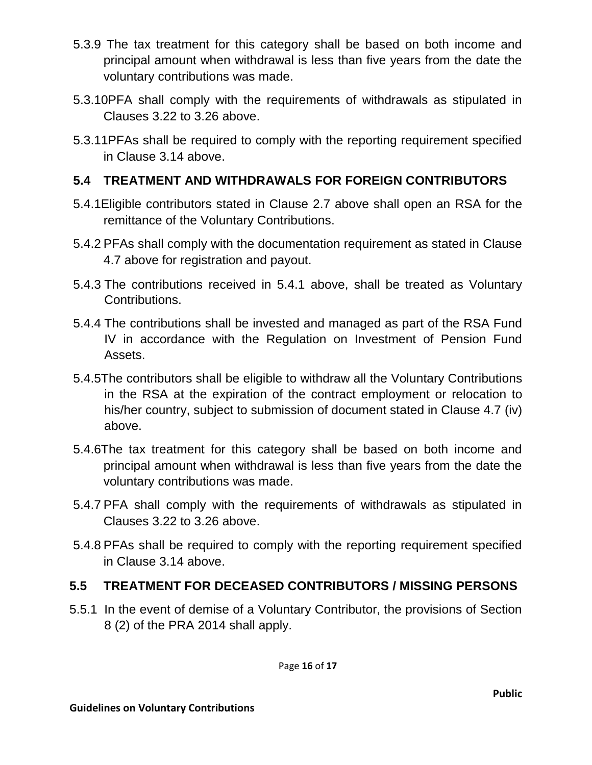5.3.9 The tax treatment for this category shall be based on both income and principal amount when withdrawal is less than five years from the date the voluntary contributions was made.

5.3.10 PFA shall comply with the requirements of withdrawals as stipulated in Clauses 3.22 to 3.26 above.

5.3.11 PFAs shall be required to comply with the reporting requirement specified in Clause 3.14 above.

## 5.4 TREATMENT AND WITHDRAWALS FOR FOREIGN CONTRIBUTORS

5.4.1 Eligible contributors stated in Clause 2.7 above shall open an RSA for the remittance of the Voluntary Contributions.

5.4.2 PFAs shall comply with the documentation requirement as stated in Clause 4.7 above for registration and payout.

5.4.3 The contributions received in 5.4.1 above, shall be treated as Voluntary Contributions.

5.4.4 The contributions shall be invested and managed as part of the RSA Fund IV in accordance with the Regulation on Investment of Pension Fund Assets.

5.4.5 The contributors shall be eligible to withdraw all the Voluntary Contributions in the RSA at the expiration of the contract employment or relocation to his/her country, subject to submission of document stated in Clause 4.7 (iv) above.

5.4.6 The tax treatment for this category shall be based on both income and principal amount when withdrawal is less than five years from the date the voluntary contributions was made.

5.4.7 PFA shall comply with the requirements of withdrawals as stipulated in Clauses 3.22 to 3.26 above.

5.4.8 PFAs shall be required to comply with the reporting requirement specified in Clause 3.14 above.

## 5.5 TREATMENT FOR DECEASED CONTRIBUTORS / MISSING PERSONS

5.5.1 In the event of demise of a Voluntary Contributor, the provisions of Section 8 (2) of the PRA 2014 shall apply.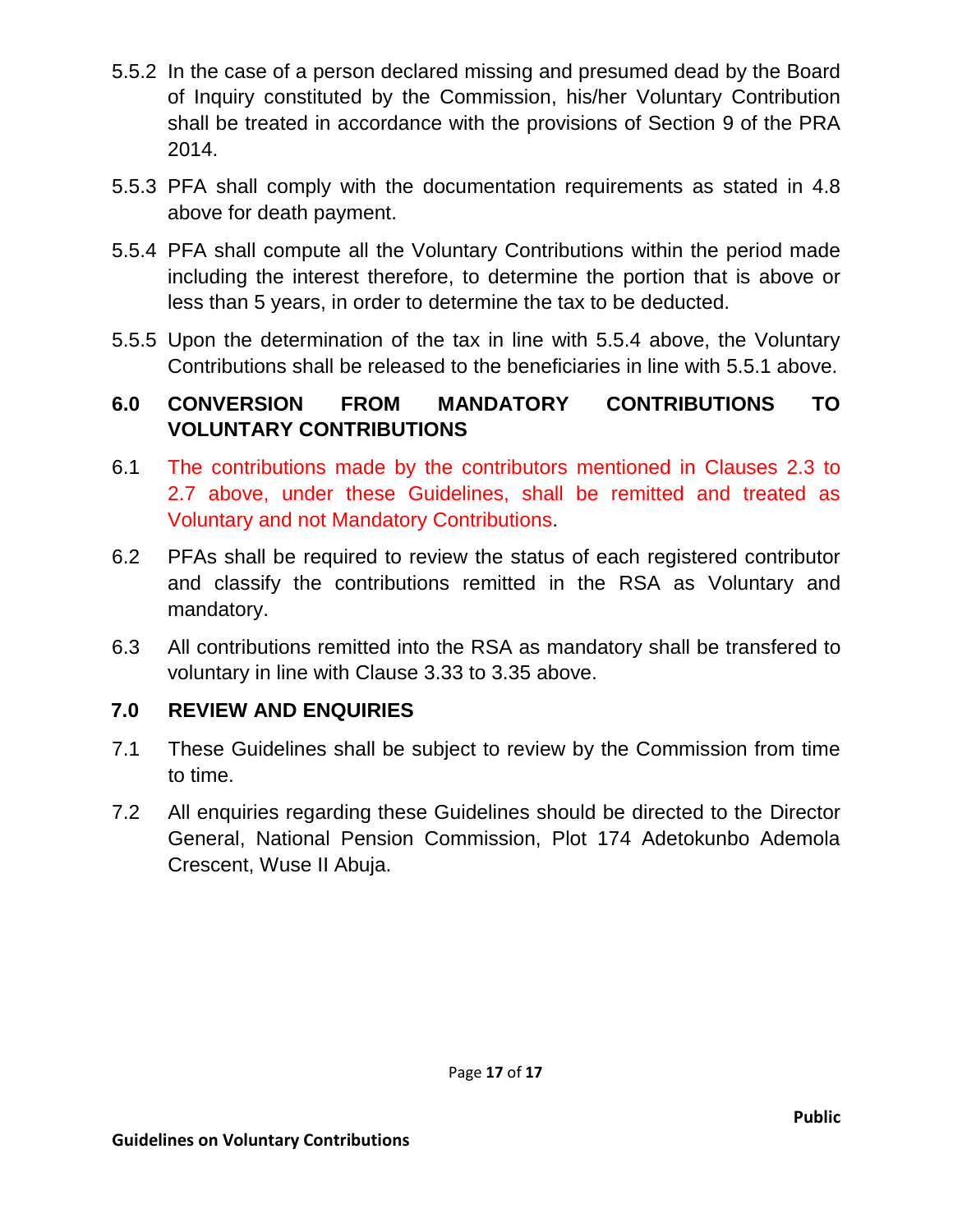5.5.2 In the case of a person declared missing and presumed dead by the Board of Inquiry constituted by the Commission, his/her Voluntary Contribution shall be treated in accordance with the provisions of Section 9 of the PRA 2014.

5.5.3 PFA shall comply with the documentation requirements as stated in 4.8 above for death payment.

5.5.4 PFA shall compute all the Voluntary Contributions within the period made including the interest therefore, to determine the portion that is above or less than 5 years, in order to determine the tax to be deducted.

5.5.5 Upon the determination of the tax in line with 5.5.4 above, the Voluntary Contributions shall be released to the beneficiaries in line with 5.5.1 above.

## 6.0 CONVERSION FROM MANDATORY CONTRIBUTIONS TO VOLUNTARY CONTRIBUTIONS

6.1 The contributions made by the contributors mentioned in Clauses 2.3 to 2.7 above, under these Guidelines, shall be remitted and treated as Voluntary and not Mandatory Contributions.

6.2 PFAs shall be required to review the status of each registered contributor and classify the contributions remitted in the RSA as Voluntary and mandatory.

6.3 All contributions remitted into the RSA as mandatory shall be transfered to voluntary in line with Clause 3.33 to 3.35 above.

## 7.0 REVIEW AND ENQUIRIES

7.1 These Guidelines shall be subject to review by the Commission from time to time.

7.2 All enquiries regarding these Guidelines should be directed to the Director General, National Pension Commission, Plot 174 Adetokunbo Ademola Crescent, Wuse II Abuja.